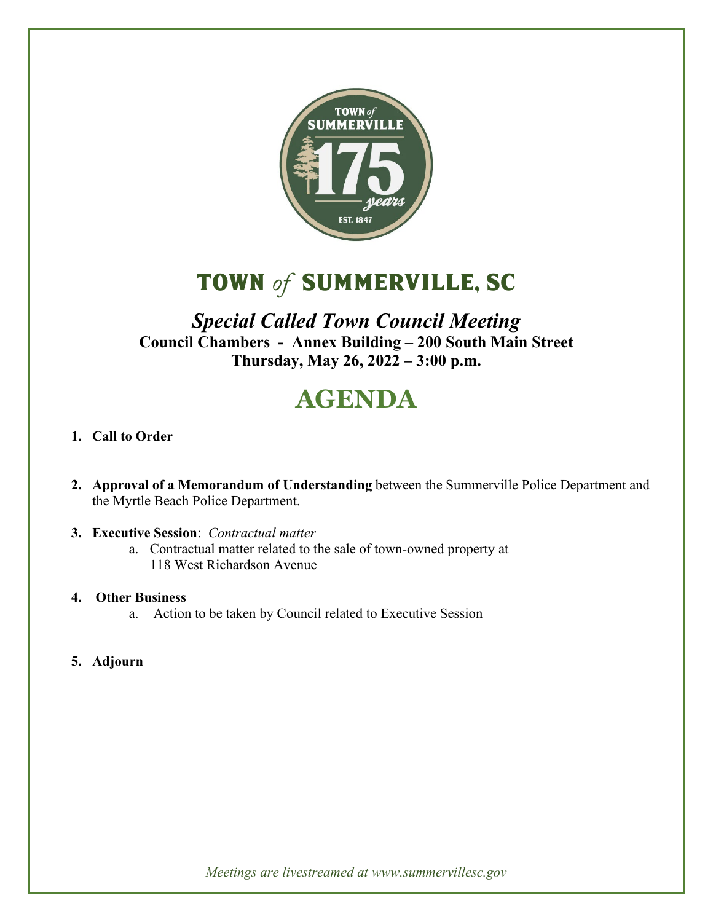# TOWN *of* SUMMERVILLE, SC

## *Special Called Town Council Meeting*

**Council Chambers - Annex Building – 200 South Main Street**
**Thursday, May 26, 2022 – 3:00 p.m.**

# AGENDA

1. **Call to Order**

2. **Approval of a Memorandum of Understanding** between the Summerville Police Department and the Myrtle Beach Police Department.

3. **Executive Session**: *Contractual matter*
    a. Contractual matter related to the sale of town-owned property at 118 West Richardson Avenue

4. **Other Business**
    a. Action to be taken by Council related to Executive Session

5. **Adjourn**

*Meetings are livestreamed at www.summervillesc.gov*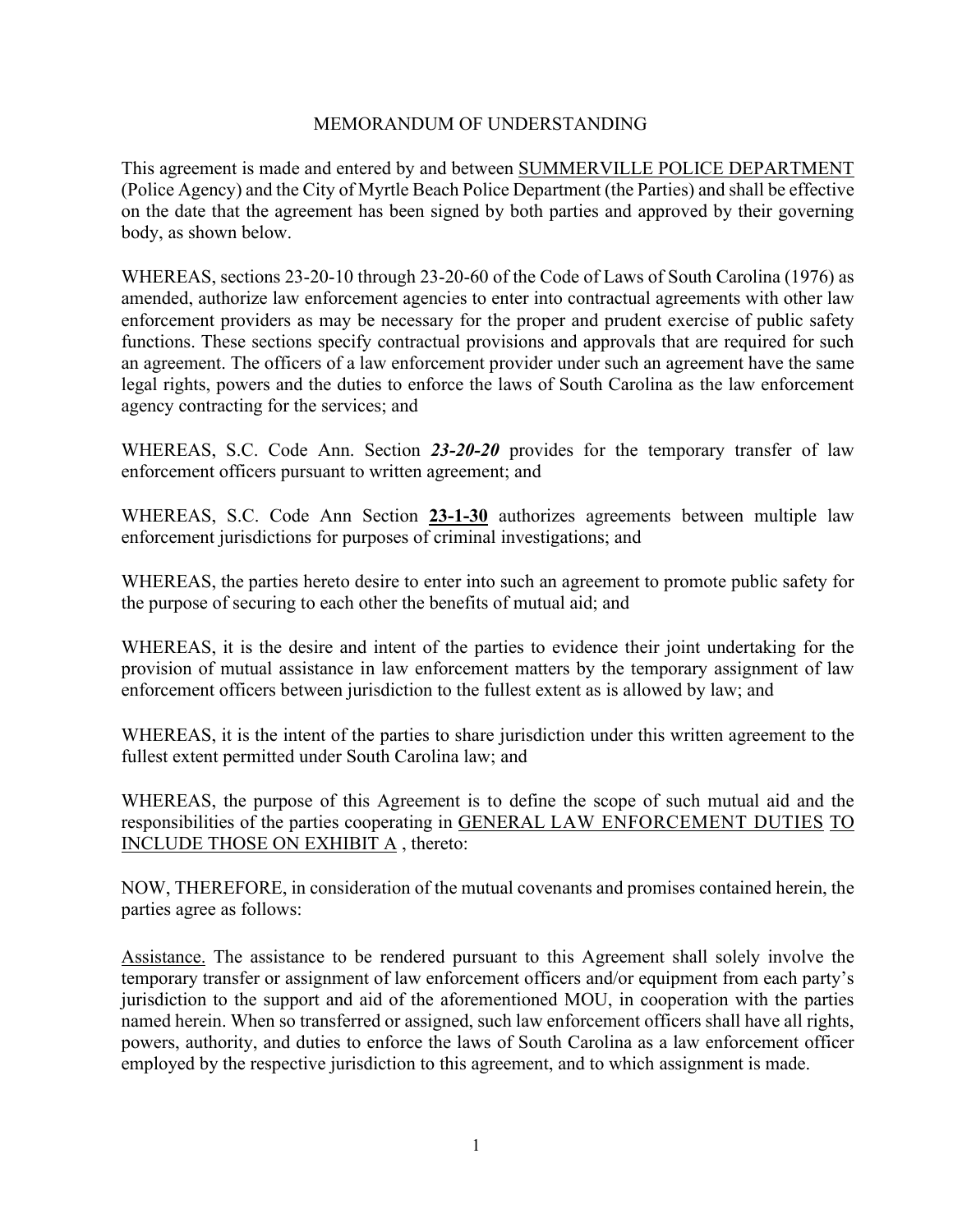# MEMORANDUM OF UNDERSTANDING

This agreement is made and entered by and between <u>SUMMERVILLE POLICE DEPARTMENT</u> (Police Agency) and the City of Myrtle Beach Police Department (the Parties) and shall be effective on the date that the agreement has been signed by both parties and approved by their governing body, as shown below.

WHEREAS, sections 23-20-10 through 23-20-60 of the Code of Laws of South Carolina (1976) as amended, authorize law enforcement agencies to enter into contractual agreements with other law enforcement providers as may be necessary for the proper and prudent exercise of public safety functions. These sections specify contractual provisions and approvals that are required for such an agreement. The officers of a law enforcement provider under such an agreement have the same legal rights, powers and the duties to enforce the laws of South Carolina as the law enforcement agency contracting for the services; and

WHEREAS, S.C. Code Ann. Section ***23-20-20*** provides for the temporary transfer of law enforcement officers pursuant to written agreement; and

WHEREAS, S.C. Code Ann Section **<u>23-1-30</u>** authorizes agreements between multiple law enforcement jurisdictions for purposes of criminal investigations; and

WHEREAS, the parties hereto desire to enter into such an agreement to promote public safety for the purpose of securing to each other the benefits of mutual aid; and

WHEREAS, it is the desire and intent of the parties to evidence their joint undertaking for the provision of mutual assistance in law enforcement matters by the temporary assignment of law enforcement officers between jurisdiction to the fullest extent as is allowed by law; and

WHEREAS, it is the intent of the parties to share jurisdiction under this written agreement to the fullest extent permitted under South Carolina law; and

WHEREAS, the purpose of this Agreement is to define the scope of such mutual aid and the responsibilities of the parties cooperating in <u>GENERAL LAW ENFORCEMENT DUTIES</u> <u>TO INCLUDE THOSE ON EXHIBIT A</u> , thereto:

NOW, THEREFORE, in consideration of the mutual covenants and promises contained herein, the parties agree as follows:

<u>Assistance.</u> The assistance to be rendered pursuant to this Agreement shall solely involve the temporary transfer or assignment of law enforcement officers and/or equipment from each party's jurisdiction to the support and aid of the aforementioned MOU, in cooperation with the parties named herein. When so transferred or assigned, such law enforcement officers shall have all rights, powers, authority, and duties to enforce the laws of South Carolina as a law enforcement officer employed by the respective jurisdiction to this agreement, and to which assignment is made.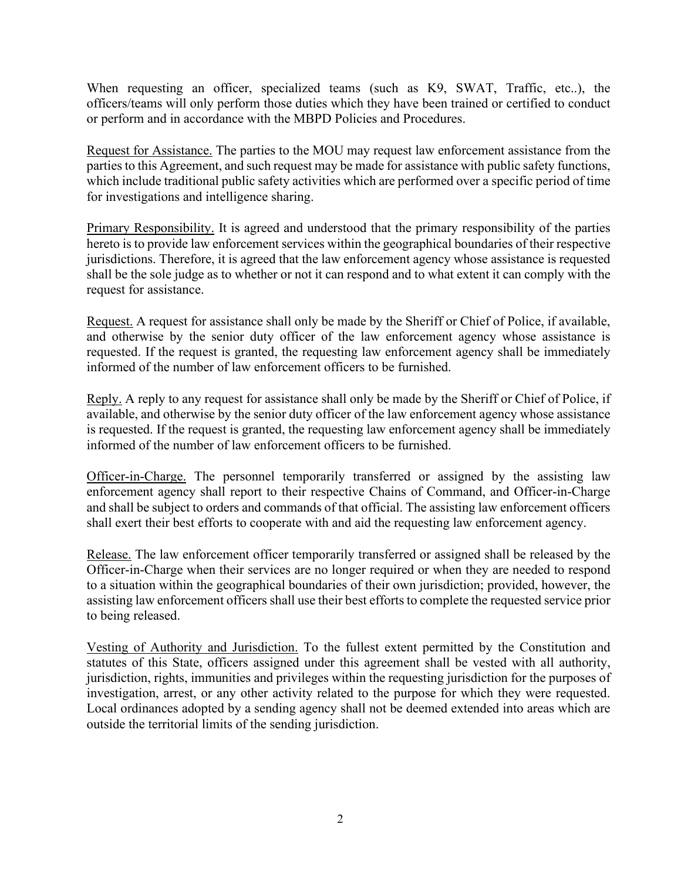When requesting an officer, specialized teams (such as K9, SWAT, Traffic, etc..), the officers/teams will only perform those duties which they have been trained or certified to conduct or perform and in accordance with the MBPD Policies and Procedures.

Request for Assistance. The parties to the MOU may request law enforcement assistance from the parties to this Agreement, and such request may be made for assistance with public safety functions, which include traditional public safety activities which are performed over a specific period of time for investigations and intelligence sharing.

Primary Responsibility. It is agreed and understood that the primary responsibility of the parties hereto is to provide law enforcement services within the geographical boundaries of their respective jurisdictions. Therefore, it is agreed that the law enforcement agency whose assistance is requested shall be the sole judge as to whether or not it can respond and to what extent it can comply with the request for assistance.

Request. A request for assistance shall only be made by the Sheriff or Chief of Police, if available, and otherwise by the senior duty officer of the law enforcement agency whose assistance is requested. If the request is granted, the requesting law enforcement agency shall be immediately informed of the number of law enforcement officers to be furnished.

Reply. A reply to any request for assistance shall only be made by the Sheriff or Chief of Police, if available, and otherwise by the senior duty officer of the law enforcement agency whose assistance is requested. If the request is granted, the requesting law enforcement agency shall be immediately informed of the number of law enforcement officers to be furnished.

Officer-in-Charge. The personnel temporarily transferred or assigned by the assisting law enforcement agency shall report to their respective Chains of Command, and Officer-in-Charge and shall be subject to orders and commands of that official. The assisting law enforcement officers shall exert their best efforts to cooperate with and aid the requesting law enforcement agency.

Release. The law enforcement officer temporarily transferred or assigned shall be released by the Officer-in-Charge when their services are no longer required or when they are needed to respond to a situation within the geographical boundaries of their own jurisdiction; provided, however, the assisting law enforcement officers shall use their best efforts to complete the requested service prior to being released.

Vesting of Authority and Jurisdiction. To the fullest extent permitted by the Constitution and statutes of this State, officers assigned under this agreement shall be vested with all authority, jurisdiction, rights, immunities and privileges within the requesting jurisdiction for the purposes of investigation, arrest, or any other activity related to the purpose for which they were requested. Local ordinances adopted by a sending agency shall not be deemed extended into areas which are outside the territorial limits of the sending jurisdiction.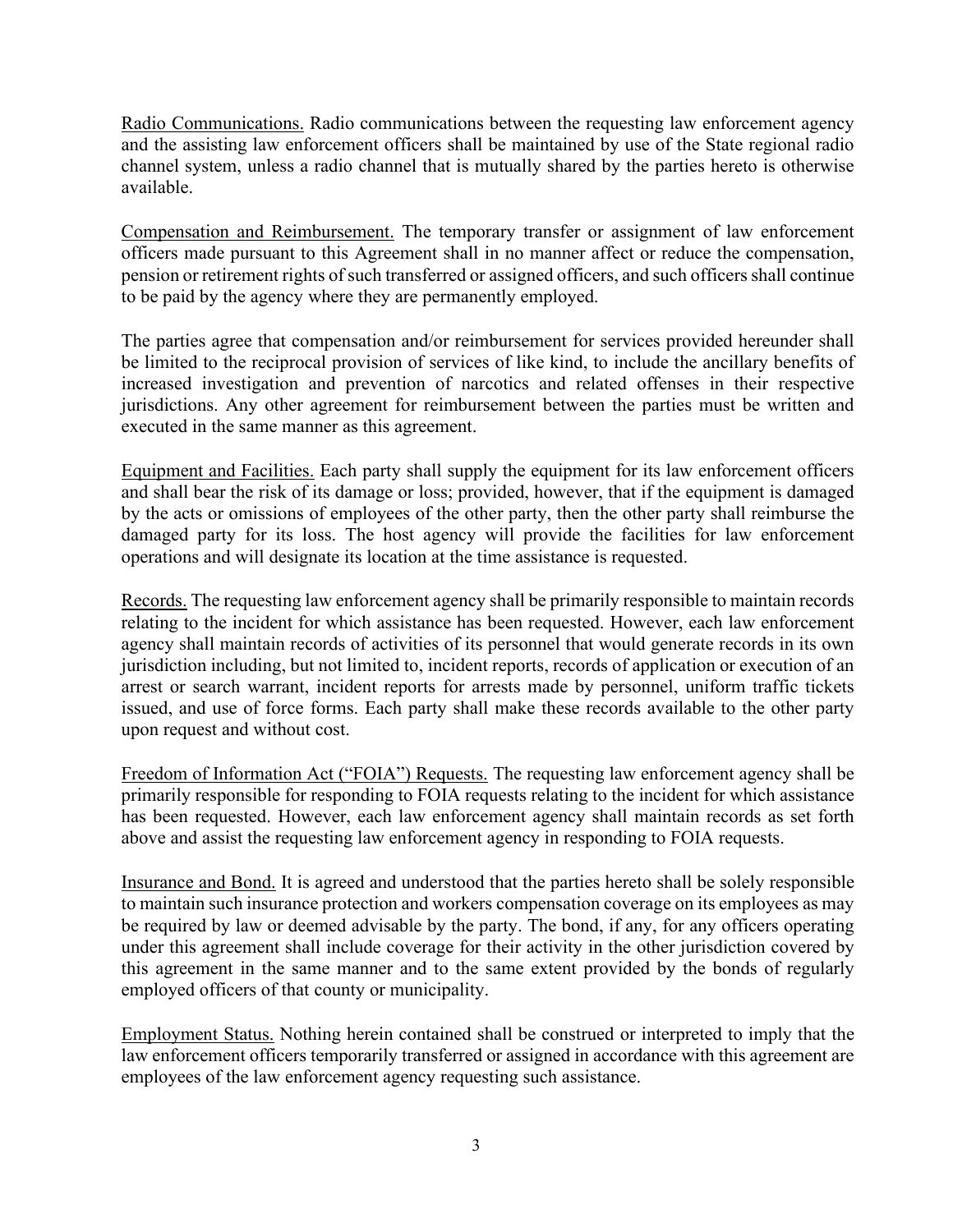<u>Radio Communications.</u> Radio communications between the requesting law enforcement agency and the assisting law enforcement officers shall be maintained by use of the State regional radio channel system, unless a radio channel that is mutually shared by the parties hereto is otherwise available.

<u>Compensation and Reimbursement.</u> The temporary transfer or assignment of law enforcement officers made pursuant to this Agreement shall in no manner affect or reduce the compensation, pension or retirement rights of such transferred or assigned officers, and such officers shall continue to be paid by the agency where they are permanently employed.

The parties agree that compensation and/or reimbursement for services provided hereunder shall be limited to the reciprocal provision of services of like kind, to include the ancillary benefits of increased investigation and prevention of narcotics and related offenses in their respective jurisdictions. Any other agreement for reimbursement between the parties must be written and executed in the same manner as this agreement.

<u>Equipment and Facilities.</u> Each party shall supply the equipment for its law enforcement officers and shall bear the risk of its damage or loss; provided, however, that if the equipment is damaged by the acts or omissions of employees of the other party, then the other party shall reimburse the damaged party for its loss. The host agency will provide the facilities for law enforcement operations and will designate its location at the time assistance is requested.

<u>Records.</u> The requesting law enforcement agency shall be primarily responsible to maintain records relating to the incident for which assistance has been requested. However, each law enforcement agency shall maintain records of activities of its personnel that would generate records in its own jurisdiction including, but not limited to, incident reports, records of application or execution of an arrest or search warrant, incident reports for arrests made by personnel, uniform traffic tickets issued, and use of force forms. Each party shall make these records available to the other party upon request and without cost.

<u>Freedom of Information Act ("FOIA") Requests.</u> The requesting law enforcement agency shall be primarily responsible for responding to FOIA requests relating to the incident for which assistance has been requested. However, each law enforcement agency shall maintain records as set forth above and assist the requesting law enforcement agency in responding to FOIA requests.

<u>Insurance and Bond.</u> It is agreed and understood that the parties hereto shall be solely responsible to maintain such insurance protection and workers compensation coverage on its employees as may be required by law or deemed advisable by the party. The bond, if any, for any officers operating under this agreement shall include coverage for their activity in the other jurisdiction covered by this agreement in the same manner and to the same extent provided by the bonds of regularly employed officers of that county or municipality.

<u>Employment Status.</u> Nothing herein contained shall be construed or interpreted to imply that the law enforcement officers temporarily transferred or assigned in accordance with this agreement are employees of the law enforcement agency requesting such assistance.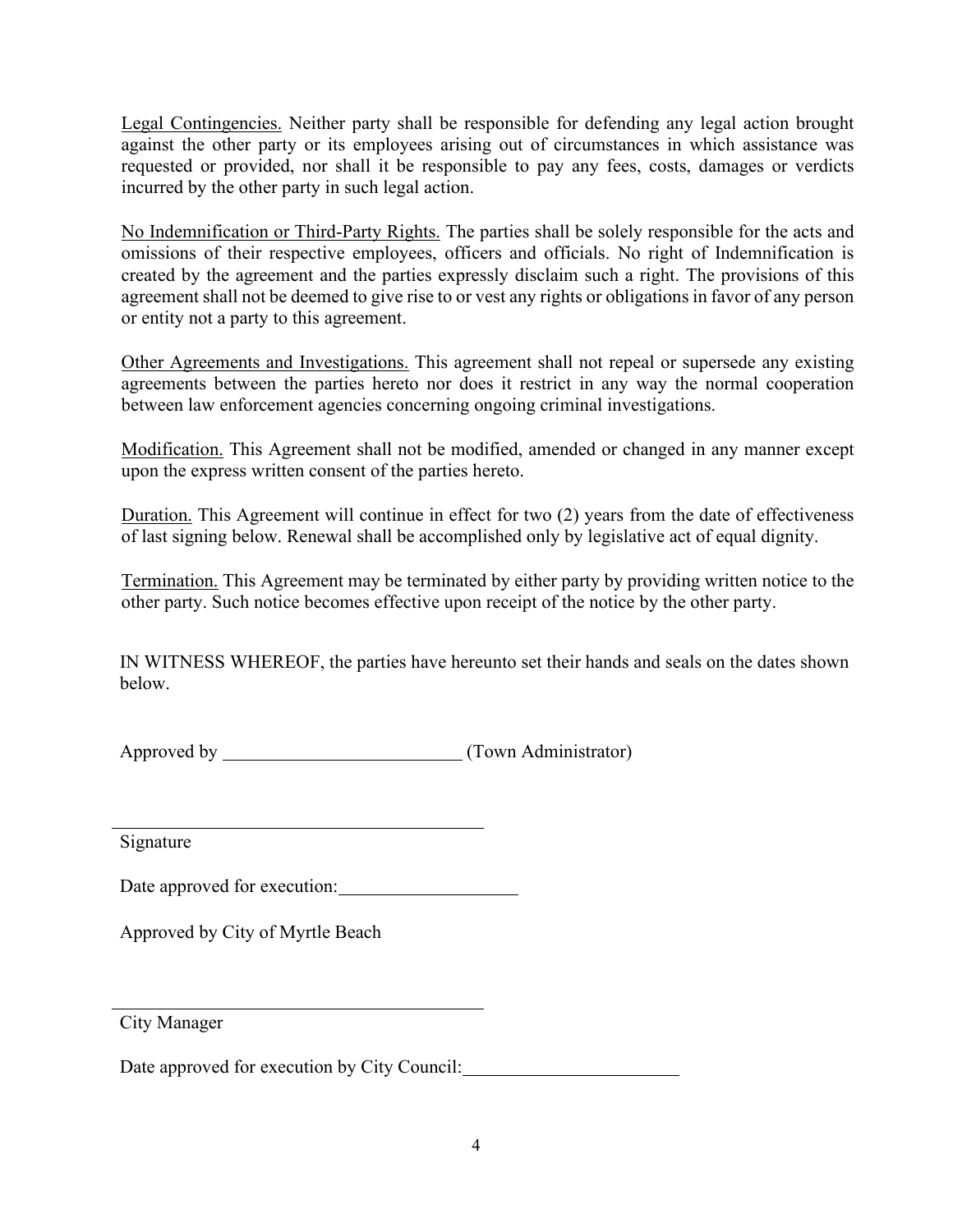<u>Legal Contingencies.</u> Neither party shall be responsible for defending any legal action brought against the other party or its employees arising out of circumstances in which assistance was requested or provided, nor shall it be responsible to pay any fees, costs, damages or verdicts incurred by the other party in such legal action.

<u>No Indemnification or Third-Party Rights.</u> The parties shall be solely responsible for the acts and omissions of their respective employees, officers and officials. No right of Indemnification is created by the agreement and the parties expressly disclaim such a right. The provisions of this agreement shall not be deemed to give rise to or vest any rights or obligations in favor of any person or entity not a party to this agreement.

<u>Other Agreements and Investigations.</u> This agreement shall not repeal or supersede any existing agreements between the parties hereto nor does it restrict in any way the normal cooperation between law enforcement agencies concerning ongoing criminal investigations.

<u>Modification.</u> This Agreement shall not be modified, amended or changed in any manner except upon the express written consent of the parties hereto.

<u>Duration.</u> This Agreement will continue in effect for two (2) years from the date of effectiveness of last signing below. Renewal shall be accomplished only by legislative act of equal dignity.

<u>Termination.</u> This Agreement may be terminated by either party by providing written notice to the other party. Such notice becomes effective upon receipt of the notice by the other party.

IN WITNESS WHEREOF, the parties have hereunto set their hands and seals on the dates shown below.

Approved by __________________________ (Town Administrator)

________________________________________
Signature

Date approved for execution:___________________

Approved by City of Myrtle Beach

________________________________________
City Manager

Date approved for execution by City Council:_______________________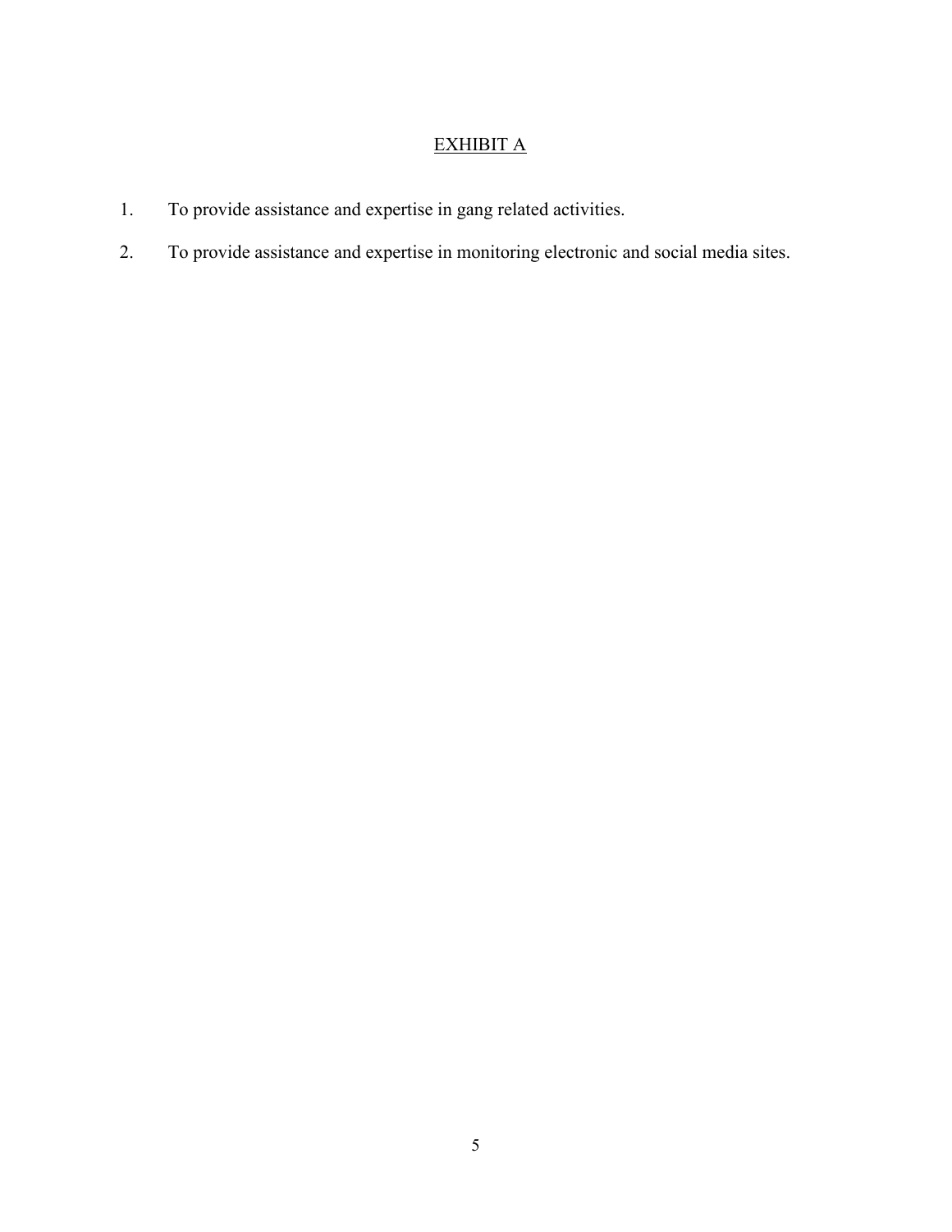# EXHIBIT A

1. To provide assistance and expertise in gang related activities.
2. To provide assistance and expertise in monitoring electronic and social media sites.